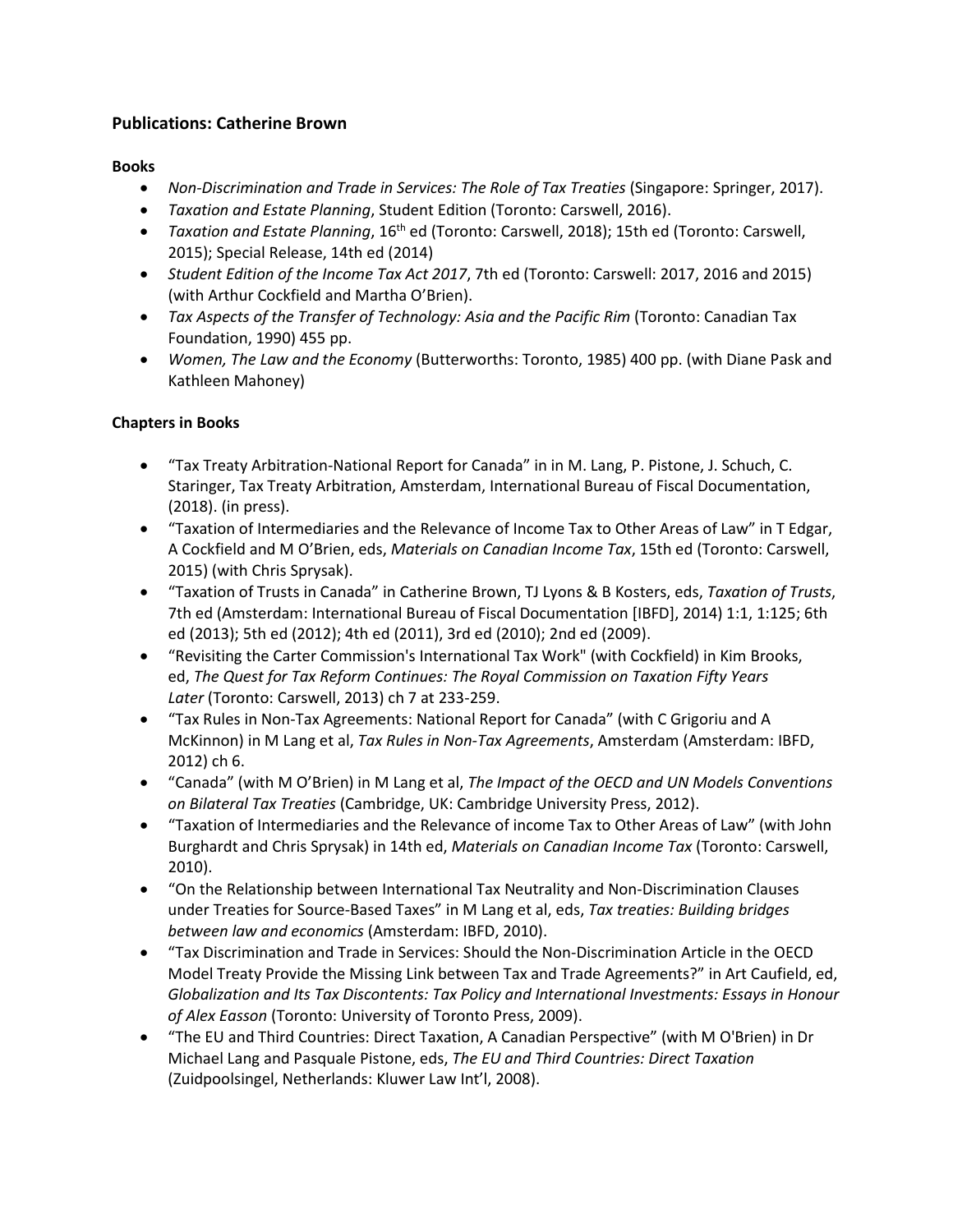### Publications: Catherine Brown

**Books**

- *Non-Discrimination and Trade in Services: The Role of Tax Treaties* (Singapore: Springer, 2017).
- *Taxation and Estate Planning*, Student Edition (Toronto: Carswell, 2016).
- *Taxation and Estate Planning*, 16th ed (Toronto: Carswell, 2018); 15th ed (Toronto: Carswell, 2015); Special Release, 14th ed (2014)
- *Student Edition of the Income Tax Act 2017*, 7th ed (Toronto: Carswell: 2017, 2016 and 2015) (with Arthur Cockfield and Martha O'Brien).
- *Tax Aspects of the Transfer of Technology: Asia and the Pacific Rim* (Toronto: Canadian Tax Foundation, 1990) 455 pp.
- *Women, The Law and the Economy* (Butterworths: Toronto, 1985) 400 pp. (with Diane Pask and Kathleen Mahoney)

**Chapters in Books**

- "Tax Treaty Arbitration-National Report for Canada" in in M. Lang, P. Pistone, J. Schuch, C. Staringer, Tax Treaty Arbitration, Amsterdam, International Bureau of Fiscal Documentation, (2018). (in press).
- "Taxation of Intermediaries and the Relevance of Income Tax to Other Areas of Law" in T Edgar, A Cockfield and M O'Brien, eds, *Materials on Canadian Income Tax*, 15th ed (Toronto: Carswell, 2015) (with Chris Sprysak).
- "Taxation of Trusts in Canada" in Catherine Brown, TJ Lyons & B Kosters, eds, *Taxation of Trusts*, 7th ed (Amsterdam: International Bureau of Fiscal Documentation [IBFD], 2014) 1:1, 1:125; 6th ed (2013); 5th ed (2012); 4th ed (2011), 3rd ed (2010); 2nd ed (2009).
- "Revisiting the Carter Commission's International Tax Work" (with Cockfield) in Kim Brooks, ed, *The Quest for Tax Reform Continues: The Royal Commission on Taxation Fifty Years Later* (Toronto: Carswell, 2013) ch 7 at 233-259.
- "Tax Rules in Non-Tax Agreements: National Report for Canada" (with C Grigoriu and A McKinnon) in M Lang et al, *Tax Rules in Non-Tax Agreements*, Amsterdam (Amsterdam: IBFD, 2012) ch 6.
- "Canada" (with M O'Brien) in M Lang et al, *The Impact of the OECD and UN Models Conventions on Bilateral Tax Treaties* (Cambridge, UK: Cambridge University Press, 2012).
- "Taxation of Intermediaries and the Relevance of income Tax to Other Areas of Law" (with John Burghardt and Chris Sprysak) in 14th ed, *Materials on Canadian Income Tax* (Toronto: Carswell, 2010).
- "On the Relationship between International Tax Neutrality and Non-Discrimination Clauses under Treaties for Source-Based Taxes" in M Lang et al, eds, *Tax treaties: Building bridges between law and economics* (Amsterdam: IBFD, 2010).
- "Tax Discrimination and Trade in Services: Should the Non-Discrimination Article in the OECD Model Treaty Provide the Missing Link between Tax and Trade Agreements?" in Art Caufield, ed, *Globalization and Its Tax Discontents: Tax Policy and International Investments: Essays in Honour of Alex Easson* (Toronto: University of Toronto Press, 2009).
- "The EU and Third Countries: Direct Taxation, A Canadian Perspective" (with M O'Brien) in Dr Michael Lang and Pasquale Pistone, eds, *The EU and Third Countries: Direct Taxation* (Zuidpoolsingel, Netherlands: Kluwer Law Int'l, 2008).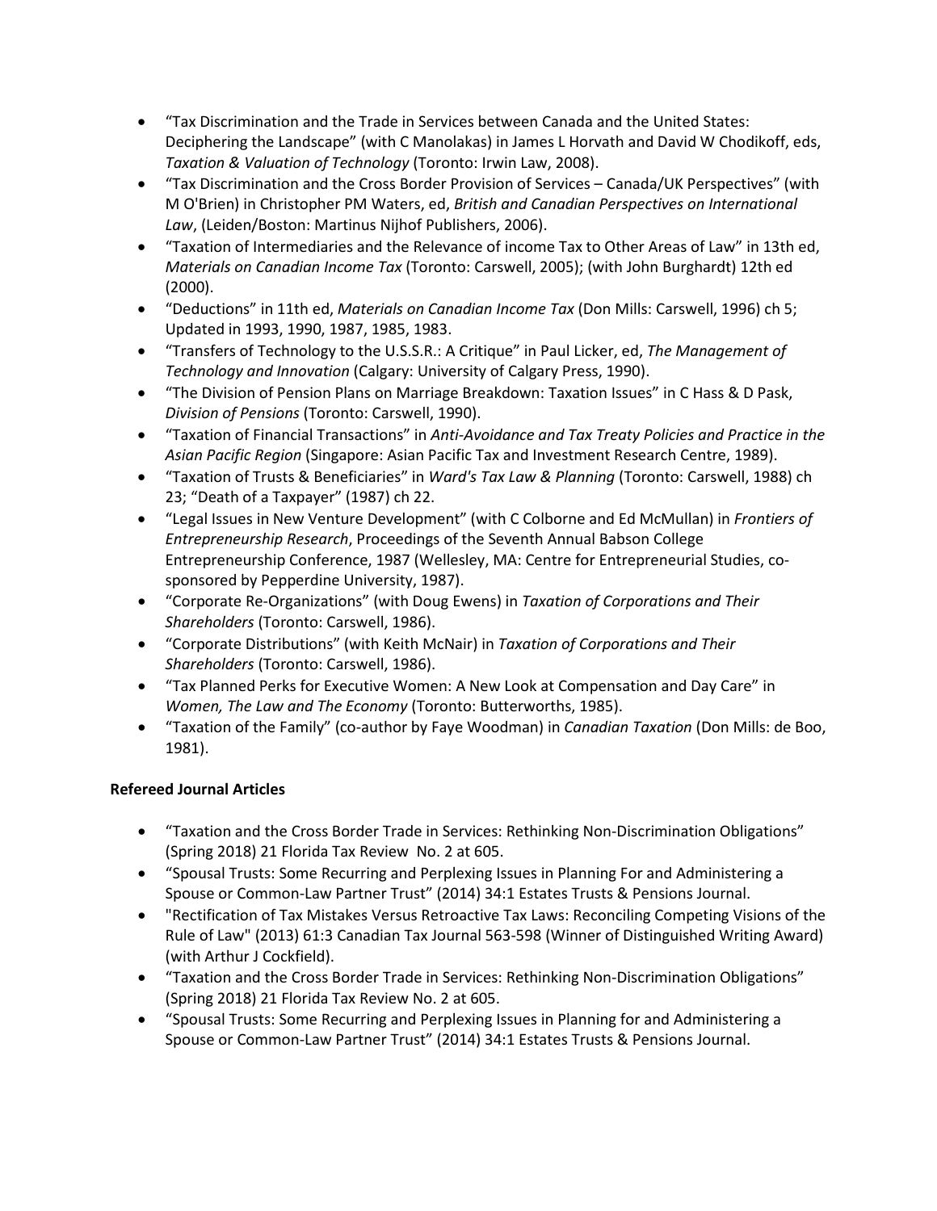- "Tax Discrimination and the Trade in Services between Canada and the United States: Deciphering the Landscape" (with C Manolakas) in James L Horvath and David W Chodikoff, eds, *Taxation & Valuation of Technology* (Toronto: Irwin Law, 2008).
- "Tax Discrimination and the Cross Border Provision of Services – Canada/UK Perspectives" (with M O'Brien) in Christopher PM Waters, ed, *British and Canadian Perspectives on International Law*, (Leiden/Boston: Martinus Nijhof Publishers, 2006).
- "Taxation of Intermediaries and the Relevance of income Tax to Other Areas of Law" in 13th ed, *Materials on Canadian Income Tax* (Toronto: Carswell, 2005); (with John Burghardt) 12th ed (2000).
- "Deductions" in 11th ed, *Materials on Canadian Income Tax* (Don Mills: Carswell, 1996) ch 5; Updated in 1993, 1990, 1987, 1985, 1983.
- "Transfers of Technology to the U.S.S.R.: A Critique" in Paul Licker, ed, *The Management of Technology and Innovation* (Calgary: University of Calgary Press, 1990).
- "The Division of Pension Plans on Marriage Breakdown: Taxation Issues" in C Hass & D Pask, *Division of Pensions* (Toronto: Carswell, 1990).
- "Taxation of Financial Transactions" in *Anti-Avoidance and Tax Treaty Policies and Practice in the Asian Pacific Region* (Singapore: Asian Pacific Tax and Investment Research Centre, 1989).
- "Taxation of Trusts & Beneficiaries" in *Ward's Tax Law & Planning* (Toronto: Carswell, 1988) ch 23; "Death of a Taxpayer" (1987) ch 22.
- "Legal Issues in New Venture Development" (with C Colborne and Ed McMullan) in *Frontiers of Entrepreneurship Research*, Proceedings of the Seventh Annual Babson College Entrepreneurship Conference, 1987 (Wellesley, MA: Centre for Entrepreneurial Studies, co-sponsored by Pepperdine University, 1987).
- "Corporate Re-Organizations" (with Doug Ewens) in *Taxation of Corporations and Their Shareholders* (Toronto: Carswell, 1986).
- "Corporate Distributions" (with Keith McNair) in *Taxation of Corporations and Their Shareholders* (Toronto: Carswell, 1986).
- "Tax Planned Perks for Executive Women: A New Look at Compensation and Day Care" in *Women, The Law and The Economy* (Toronto: Butterworths, 1985).
- "Taxation of the Family" (co-author by Faye Woodman) in *Canadian Taxation* (Don Mills: de Boo, 1981).

**Refereed Journal Articles**

- "Taxation and the Cross Border Trade in Services: Rethinking Non-Discrimination Obligations" (Spring 2018) 21 Florida Tax Review No. 2 at 605.
- "Spousal Trusts: Some Recurring and Perplexing Issues in Planning For and Administering a Spouse or Common-Law Partner Trust" (2014) 34:1 Estates Trusts & Pensions Journal.
- "Rectification of Tax Mistakes Versus Retroactive Tax Laws: Reconciling Competing Visions of the Rule of Law" (2013) 61:3 Canadian Tax Journal 563-598 (Winner of Distinguished Writing Award) (with Arthur J Cockfield).
- "Taxation and the Cross Border Trade in Services: Rethinking Non-Discrimination Obligations" (Spring 2018) 21 Florida Tax Review No. 2 at 605.
- "Spousal Trusts: Some Recurring and Perplexing Issues in Planning for and Administering a Spouse or Common-Law Partner Trust" (2014) 34:1 Estates Trusts & Pensions Journal.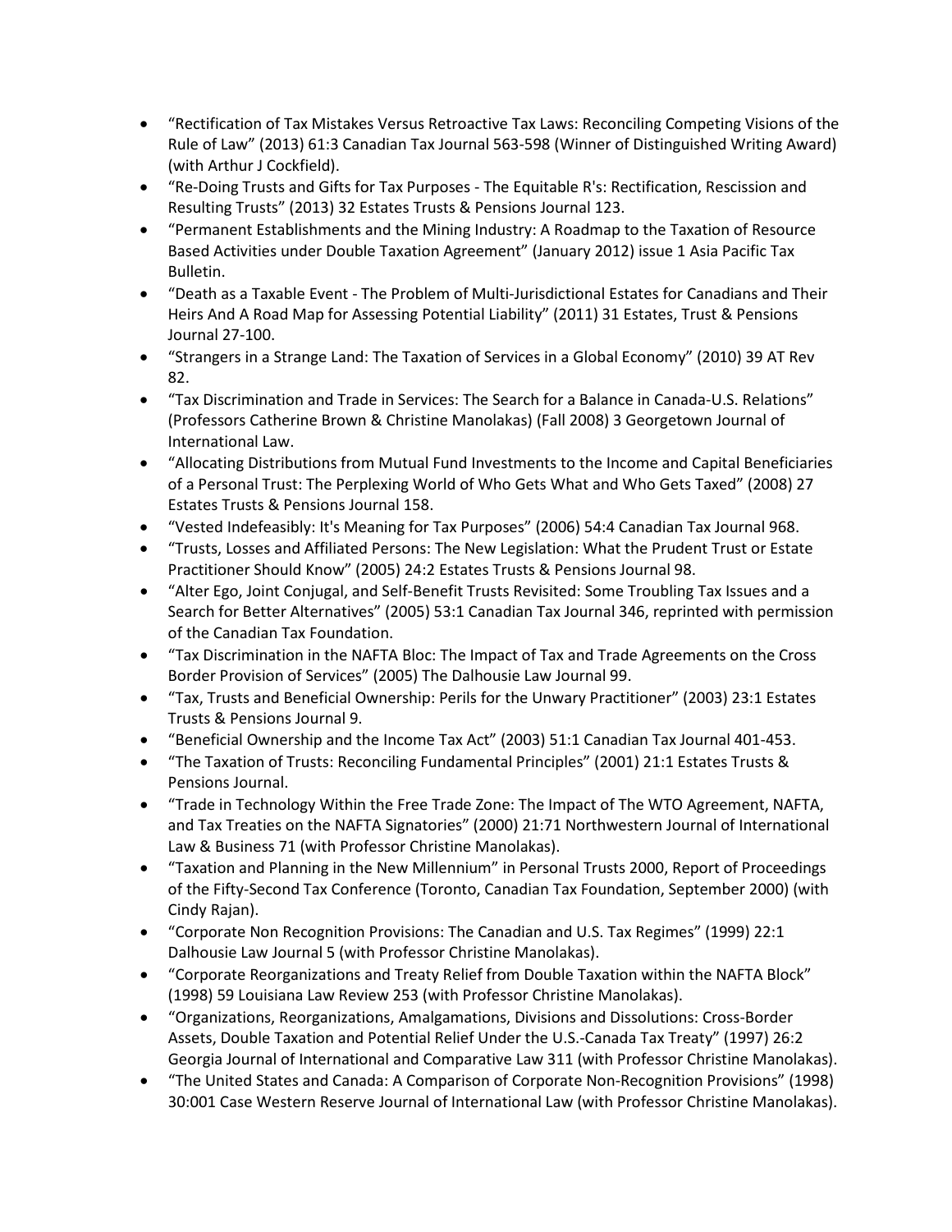- “Rectification of Tax Mistakes Versus Retroactive Tax Laws: Reconciling Competing Visions of the Rule of Law” (2013) 61:3 Canadian Tax Journal 563-598 (Winner of Distinguished Writing Award) (with Arthur J Cockfield).
- “Re-Doing Trusts and Gifts for Tax Purposes - The Equitable R's: Rectification, Rescission and Resulting Trusts” (2013) 32 Estates Trusts & Pensions Journal 123.
- “Permanent Establishments and the Mining Industry: A Roadmap to the Taxation of Resource Based Activities under Double Taxation Agreement” (January 2012) issue 1 Asia Pacific Tax Bulletin.
- “Death as a Taxable Event - The Problem of Multi-Jurisdictional Estates for Canadians and Their Heirs And A Road Map for Assessing Potential Liability” (2011) 31 Estates, Trust & Pensions Journal 27-100.
- “Strangers in a Strange Land: The Taxation of Services in a Global Economy” (2010) 39 AT Rev 82.
- “Tax Discrimination and Trade in Services: The Search for a Balance in Canada-U.S. Relations” (Professors Catherine Brown & Christine Manolakas) (Fall 2008) 3 Georgetown Journal of International Law.
- “Allocating Distributions from Mutual Fund Investments to the Income and Capital Beneficiaries of a Personal Trust: The Perplexing World of Who Gets What and Who Gets Taxed” (2008) 27 Estates Trusts & Pensions Journal 158.
- “Vested Indefeasibly: It's Meaning for Tax Purposes” (2006) 54:4 Canadian Tax Journal 968.
- “Trusts, Losses and Affiliated Persons: The New Legislation: What the Prudent Trust or Estate Practitioner Should Know” (2005) 24:2 Estates Trusts & Pensions Journal 98.
- “Alter Ego, Joint Conjugal, and Self-Benefit Trusts Revisited: Some Troubling Tax Issues and a Search for Better Alternatives” (2005) 53:1 Canadian Tax Journal 346, reprinted with permission of the Canadian Tax Foundation.
- “Tax Discrimination in the NAFTA Bloc: The Impact of Tax and Trade Agreements on the Cross Border Provision of Services” (2005) The Dalhousie Law Journal 99.
- “Tax, Trusts and Beneficial Ownership: Perils for the Unwary Practitioner” (2003) 23:1 Estates Trusts & Pensions Journal 9.
- “Beneficial Ownership and the Income Tax Act” (2003) 51:1 Canadian Tax Journal 401-453.
- “The Taxation of Trusts: Reconciling Fundamental Principles” (2001) 21:1 Estates Trusts & Pensions Journal.
- “Trade in Technology Within the Free Trade Zone: The Impact of The WTO Agreement, NAFTA, and Tax Treaties on the NAFTA Signatories” (2000) 21:71 Northwestern Journal of International Law & Business 71 (with Professor Christine Manolakas).
- “Taxation and Planning in the New Millennium” in Personal Trusts 2000, Report of Proceedings of the Fifty-Second Tax Conference (Toronto, Canadian Tax Foundation, September 2000) (with Cindy Rajan).
- “Corporate Non Recognition Provisions: The Canadian and U.S. Tax Regimes” (1999) 22:1 Dalhousie Law Journal 5 (with Professor Christine Manolakas).
- “Corporate Reorganizations and Treaty Relief from Double Taxation within the NAFTA Block” (1998) 59 Louisiana Law Review 253 (with Professor Christine Manolakas).
- “Organizations, Reorganizations, Amalgamations, Divisions and Dissolutions: Cross-Border Assets, Double Taxation and Potential Relief Under the U.S.-Canada Tax Treaty” (1997) 26:2 Georgia Journal of International and Comparative Law 311 (with Professor Christine Manolakas).
- “The United States and Canada: A Comparison of Corporate Non-Recognition Provisions” (1998) 30:001 Case Western Reserve Journal of International Law (with Professor Christine Manolakas).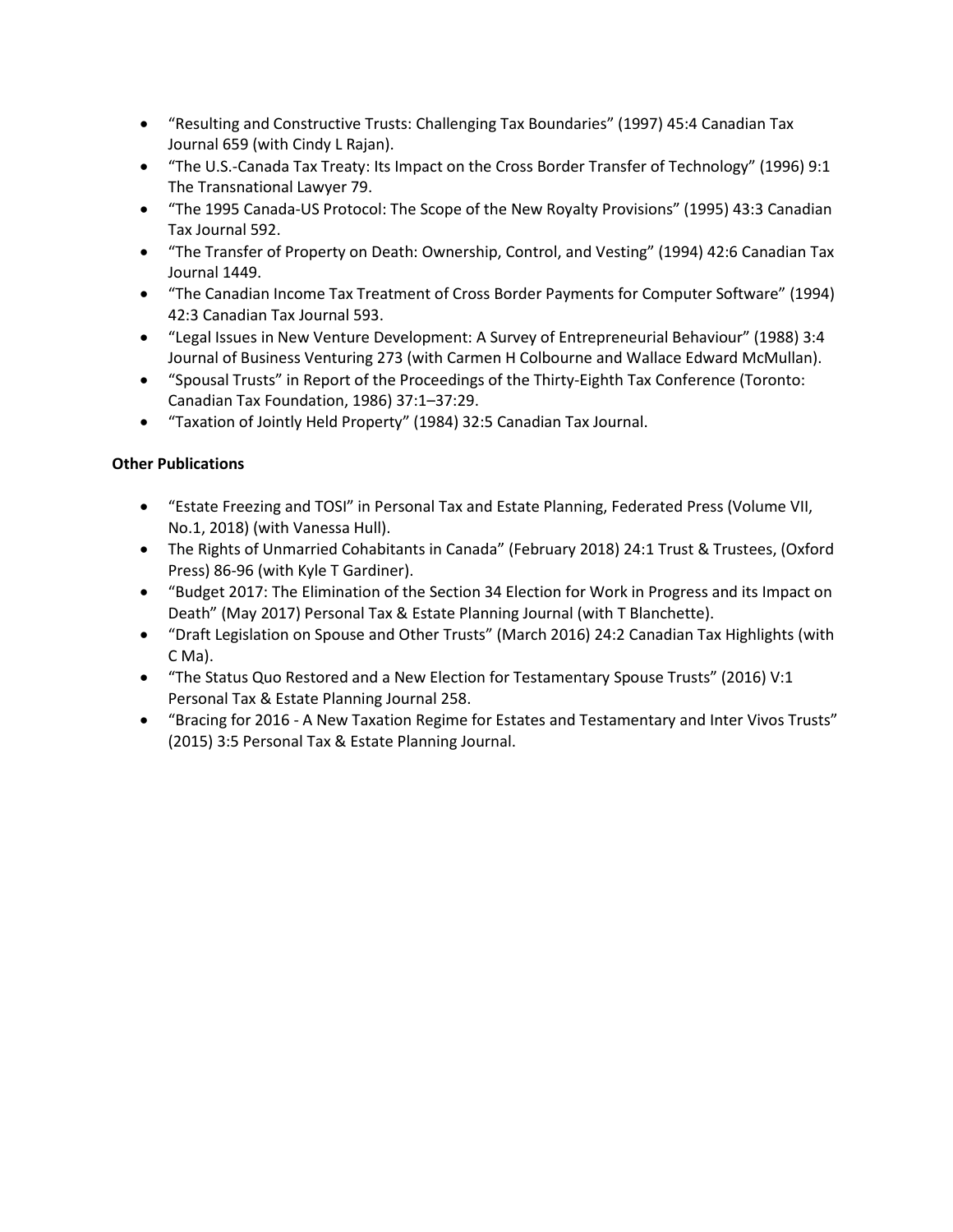- "Resulting and Constructive Trusts: Challenging Tax Boundaries" (1997) 45:4 Canadian Tax Journal 659 (with Cindy L Rajan).
- "The U.S.-Canada Tax Treaty: Its Impact on the Cross Border Transfer of Technology" (1996) 9:1 The Transnational Lawyer 79.
- "The 1995 Canada-US Protocol: The Scope of the New Royalty Provisions" (1995) 43:3 Canadian Tax Journal 592.
- "The Transfer of Property on Death: Ownership, Control, and Vesting" (1994) 42:6 Canadian Tax Journal 1449.
- "The Canadian Income Tax Treatment of Cross Border Payments for Computer Software" (1994) 42:3 Canadian Tax Journal 593.
- "Legal Issues in New Venture Development: A Survey of Entrepreneurial Behaviour" (1988) 3:4 Journal of Business Venturing 273 (with Carmen H Colbourne and Wallace Edward McMullan).
- "Spousal Trusts" in Report of the Proceedings of the Thirty-Eighth Tax Conference (Toronto: Canadian Tax Foundation, 1986) 37:1–37:29.
- "Taxation of Jointly Held Property" (1984) 32:5 Canadian Tax Journal.

**Other Publications**

- "Estate Freezing and TOSI" in Personal Tax and Estate Planning, Federated Press (Volume VII, No.1, 2018) (with Vanessa Hull).
- The Rights of Unmarried Cohabitants in Canada" (February 2018) 24:1 Trust & Trustees, (Oxford Press) 86-96 (with Kyle T Gardiner).
- "Budget 2017: The Elimination of the Section 34 Election for Work in Progress and its Impact on Death" (May 2017) Personal Tax & Estate Planning Journal (with T Blanchette).
- "Draft Legislation on Spouse and Other Trusts" (March 2016) 24:2 Canadian Tax Highlights (with C Ma).
- "The Status Quo Restored and a New Election for Testamentary Spouse Trusts" (2016) V:1 Personal Tax & Estate Planning Journal 258.
- "Bracing for 2016 - A New Taxation Regime for Estates and Testamentary and Inter Vivos Trusts" (2015) 3:5 Personal Tax & Estate Planning Journal.